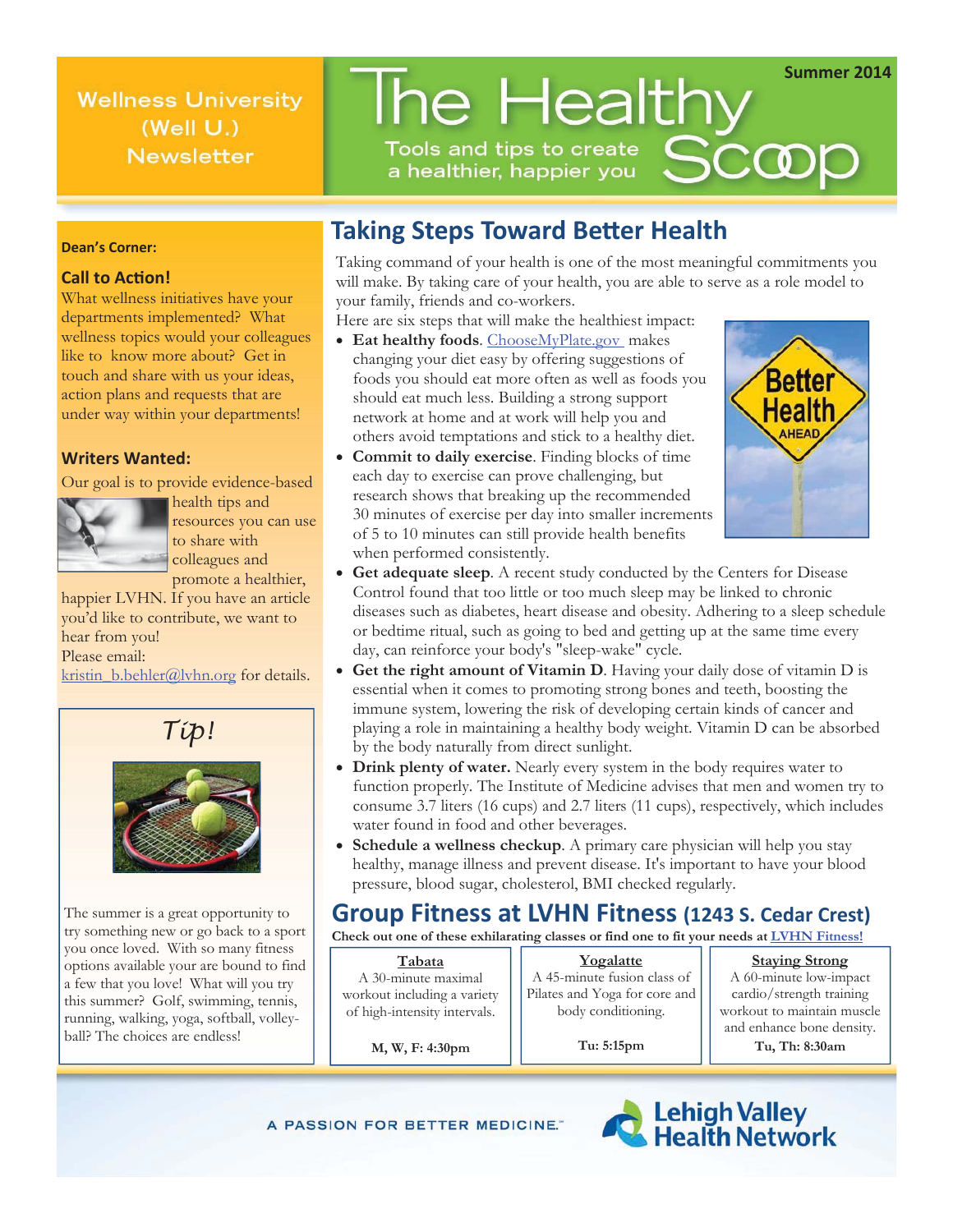Wellness University (Well U.) Newsletter

# The Healthy Scoop

Tools and tips to create a healthier, happier you

Summer 2014

## Taking Steps Toward Better Health

Taking command of your health is one of the most meaningful commitments you will make. By taking care of your health, you are able to serve as a role model to your family, friends and co-workers.

Here are six steps that will make the healthiest impact:

- **Eat healthy foods**. ChooseMyPlate.gov makes changing your diet easy by offering suggestions of foods you should eat more often as well as foods you should eat much less. Building a strong support network at home and at work will help you and others avoid temptations and stick to a healthy diet.
- **Commit to daily exercise**. Finding blocks of time each day to exercise can prove challenging, but research shows that breaking up the recommended 30 minutes of exercise per day into smaller increments of 5 to 10 minutes can still provide health benefits when performed consistently.
- **Get adequate sleep**. A recent study conducted by the Centers for Disease Control found that too little or too much sleep may be linked to chronic diseases such as diabetes, heart disease and obesity. Adhering to a sleep schedule or bedtime ritual, such as going to bed and getting up at the same time every day, can reinforce your body's "sleep-wake" cycle.
- **Get the right amount of Vitamin D**. Having your daily dose of vitamin D is essential when it comes to promoting strong bones and teeth, boosting the immune system, lowering the risk of developing certain kinds of cancer and playing a role in maintaining a healthy body weight. Vitamin D can be absorbed by the body naturally from direct sunlight.
- **Drink plenty of water.** Nearly every system in the body requires water to function properly. The Institute of Medicine advises that men and women try to consume 3.7 liters (16 cups) and 2.7 liters (11 cups), respectively, which includes water found in food and other beverages.
- **Schedule a wellness checkup**. A primary care physician will help you stay healthy, manage illness and prevent disease. It's important to have your blood pressure, blood sugar, cholesterol, BMI checked regularly.

## Group Fitness at LVHN Fitness (1243 S. Cedar Crest)

**Check out one of these exhilarating classes or find one to fit your needs at LVHN Fitness!**

| Tabata | Yogalatte | Staying Strong |
|---|---|---|
| A 30-minute maximal workout including a variety of high-intensity intervals. | A 45-minute fusion class of Pilates and Yoga for core and body conditioning. | A 60-minute low-impact cardio/strength training workout to maintain muscle and enhance bone density. |
| **M, W, F: 4:30pm** | **Tu: 5:15pm** | **Tu, Th: 8:30am** |

**Dean's Corner:**

### Call to Action!

What wellness initiatives have your departments implemented? What wellness topics would your colleagues like to know more about? Get in touch and share with us your ideas, action plans and requests that are under way within your departments!

### Writers Wanted:

Our goal is to provide evidence-based health tips and resources you can use to share with colleagues and promote a healthier, happier LVHN. If you have an article you'd like to contribute, we want to hear from you!
Please email:
kristin_b.behler@lvhn.org for details.

### Tip!

The summer is a great opportunity to try something new or go back to a sport you once loved. With so many fitness options available your are bound to find a few that you love! What will you try this summer? Golf, swimming, tennis, running, walking, yoga, softball, volley-ball? The choices are endless!

A PASSION FOR BETTER MEDICINE.™

Lehigh Valley Health Network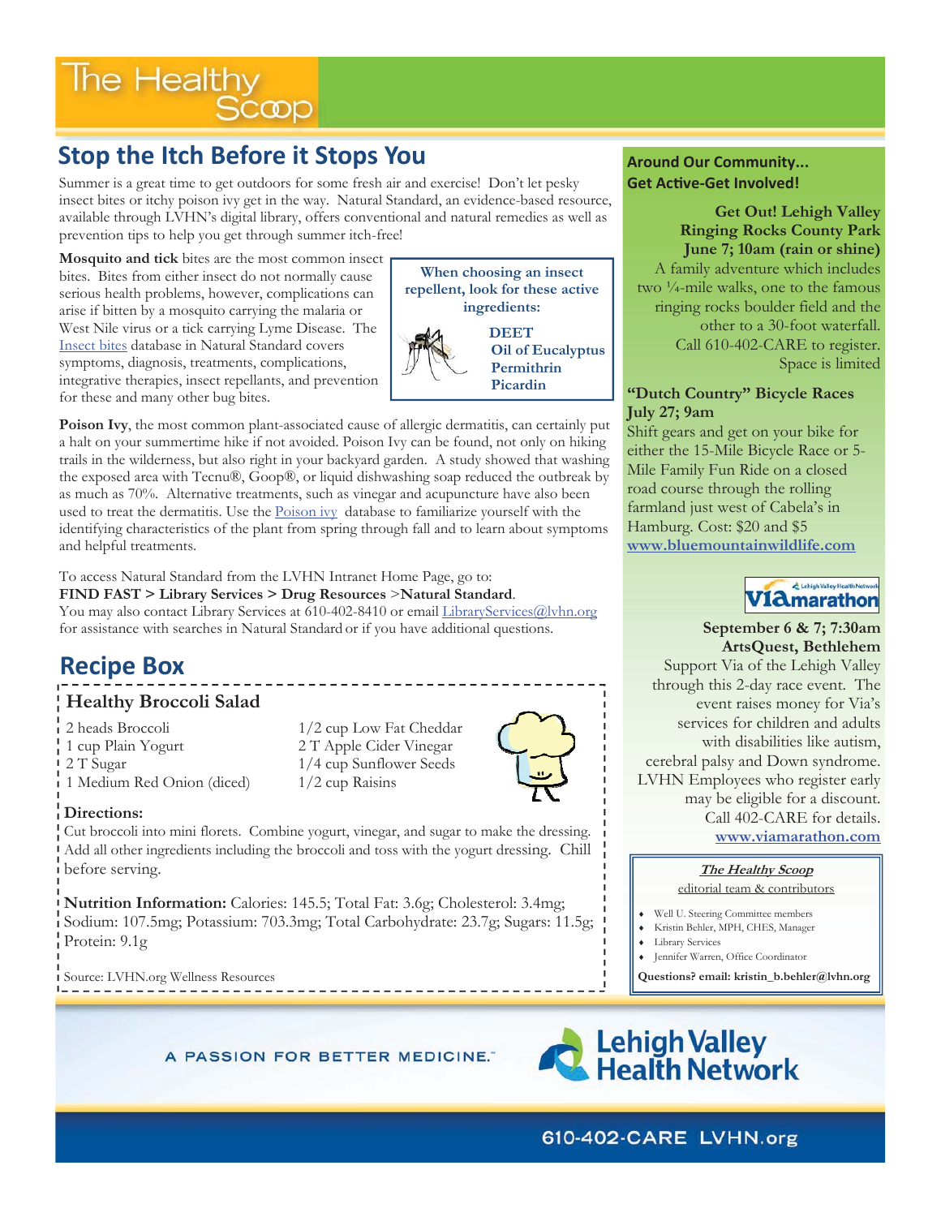# The Healthy Scoop

## Stop the Itch Before it Stops You

Summer is a great time to get outdoors for some fresh air and exercise! Don't let pesky insect bites or itchy poison ivy get in the way. Natural Standard, an evidence-based resource, available through LVHN's digital library, offers conventional and natural remedies as well as prevention tips to help you get through summer itch-free!

**Mosquito and tick** bites are the most common insect bites. Bites from either insect do not normally cause serious health problems, however, complications can arise if bitten by a mosquito carrying the malaria or West Nile virus or a tick carrying Lyme Disease. The Insect bites database in Natural Standard covers symptoms, diagnosis, treatments, complications, integrative therapies, insect repellants, and prevention for these and many other bug bites.

**When choosing an insect repellent, look for these active ingredients:**

- **DEET**
- **Oil of Eucalyptus**
- **Permithrin**
- **Picardin**

**Poison Ivy**, the most common plant-associated cause of allergic dermatitis, can certainly put a halt on your summertime hike if not avoided. Poison Ivy can be found, not only on hiking trails in the wilderness, but also right in your backyard garden. A study showed that washing the exposed area with Tecnu®, Goop®, or liquid dishwashing soap reduced the outbreak by as much as 70%. Alternative treatments, such as vinegar and acupuncture have also been used to treat the dermatitis. Use the Poison ivy database to familiarize yourself with the identifying characteristics of the plant from spring through fall and to learn about symptoms and helpful treatments.

To access Natural Standard from the LVHN Intranet Home Page, go to:
**FIND FAST > Library Services > Drug Resources** >**Natural Standard**.
You may also contact Library Services at 610-402-8410 or email LibraryServices@lvhn.org for assistance with searches in Natural Standard or if you have additional questions.

## Recipe Box

### Healthy Broccoli Salad

- 2 heads Broccoli
- 1 cup Plain Yogurt
- 2 T Sugar
- 1 Medium Red Onion (diced)
- 1/2 cup Low Fat Cheddar
- 2 T Apple Cider Vinegar
- 1/4 cup Sunflower Seeds
- 1/2 cup Raisins

**Directions:**

Cut broccoli into mini florets. Combine yogurt, vinegar, and sugar to make the dressing. Add all other ingredients including the broccoli and toss with the yogurt dressing. Chill before serving.

**Nutrition Information:** Calories: 145.5; Total Fat: 3.6g; Cholesterol: 3.4mg; Sodium: 107.5mg; Potassium: 703.3mg; Total Carbohydrate: 23.7g; Sugars: 11.5g; Protein: 9.1g

Source: LVHN.org Wellness Resources

## Around Our Community... Get Active-Get Involved!

**Get Out! Lehigh Valley**
**Ringing Rocks County Park**
**June 7; 10am (rain or shine)**

A family adventure which includes two ¼-mile walks, one to the famous ringing rocks boulder field and the other to a 30-foot waterfall. Call 610-402-CARE to register. Space is limited

**"Dutch Country" Bicycle Races**
**July 27; 9am**

Shift gears and get on your bike for either the 15-Mile Bicycle Race or 5-Mile Family Fun Ride on a closed road course through the rolling farmland just west of Cabela's in Hamburg. Cost: $20 and $5
**www.bluemountainwildlife.com**

**Via marathon**

**September 6 & 7; 7:30am**
**ArtsQuest, Bethlehem**

Support Via of the Lehigh Valley through this 2-day race event. The event raises money for Via's services for children and adults with disabilities like autism, cerebral palsy and Down syndrome. LVHN Employees who register early may be eligible for a discount. Call 402-CARE for details.
**www.viamarathon.com**

***The Healthy Scoop***
editorial team & contributors

- Well U. Steering Committee members
- Kristin Behler, MPH, CHES, Manager
- Library Services
- Jennifer Warren, Office Coordinator

**Questions? email: kristin_b.behler@lvhn.org**

A PASSION FOR BETTER MEDICINE.™

Lehigh Valley Health Network

610-402-CARE LVHN.org